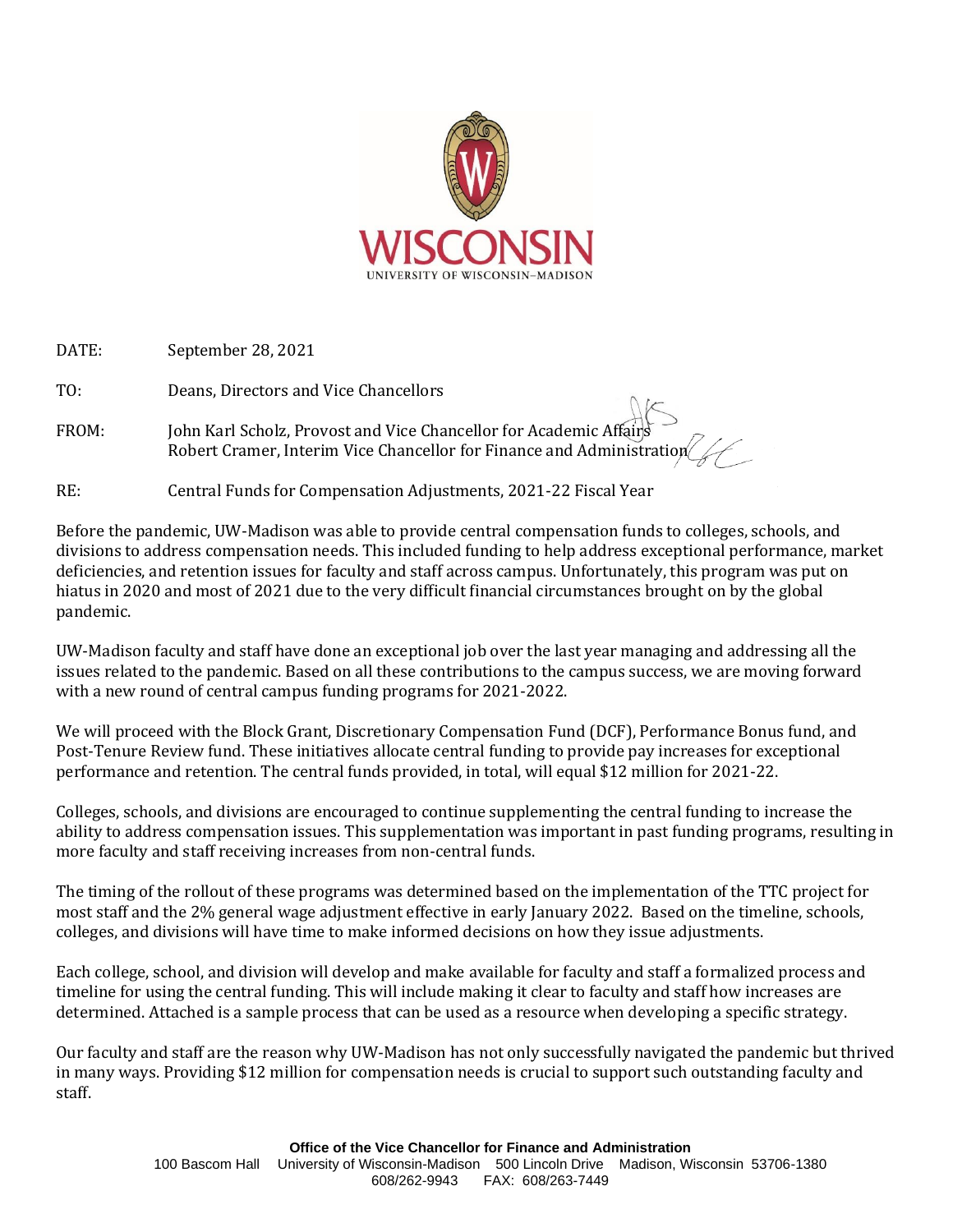WISCONSIN

UNIVERSITY OF WISCONSIN–MADISON

DATE: September 28, 2021

TO: Deans, Directors and Vice Chancellors

FROM: John Karl Scholz, Provost and Vice Chancellor for Academic Affairs
Robert Cramer, Interim Vice Chancellor for Finance and Administration

RE: Central Funds for Compensation Adjustments, 2021-22 Fiscal Year

Before the pandemic, UW-Madison was able to provide central compensation funds to colleges, schools, and divisions to address compensation needs. This included funding to help address exceptional performance, market deficiencies, and retention issues for faculty and staff across campus. Unfortunately, this program was put on hiatus in 2020 and most of 2021 due to the very difficult financial circumstances brought on by the global pandemic.

UW-Madison faculty and staff have done an exceptional job over the last year managing and addressing all the issues related to the pandemic. Based on all these contributions to the campus success, we are moving forward with a new round of central campus funding programs for 2021-2022.

We will proceed with the Block Grant, Discretionary Compensation Fund (DCF), Performance Bonus fund, and Post-Tenure Review fund. These initiatives allocate central funding to provide pay increases for exceptional performance and retention. The central funds provided, in total, will equal $12 million for 2021-22.

Colleges, schools, and divisions are encouraged to continue supplementing the central funding to increase the ability to address compensation issues. This supplementation was important in past funding programs, resulting in more faculty and staff receiving increases from non-central funds.

The timing of the rollout of these programs was determined based on the implementation of the TTC project for most staff and the 2% general wage adjustment effective in early January 2022. Based on the timeline, schools, colleges, and divisions will have time to make informed decisions on how they issue adjustments.

Each college, school, and division will develop and make available for faculty and staff a formalized process and timeline for using the central funding. This will include making it clear to faculty and staff how increases are determined. Attached is a sample process that can be used as a resource when developing a specific strategy.

Our faculty and staff are the reason why UW-Madison has not only successfully navigated the pandemic but thrived in many ways. Providing $12 million for compensation needs is crucial to support such outstanding faculty and staff.

**Office of the Vice Chancellor for Finance and Administration**
100 Bascom Hall University of Wisconsin-Madison 500 Lincoln Drive Madison, Wisconsin 53706-1380
608/262-9943 FAX: 608/263-7449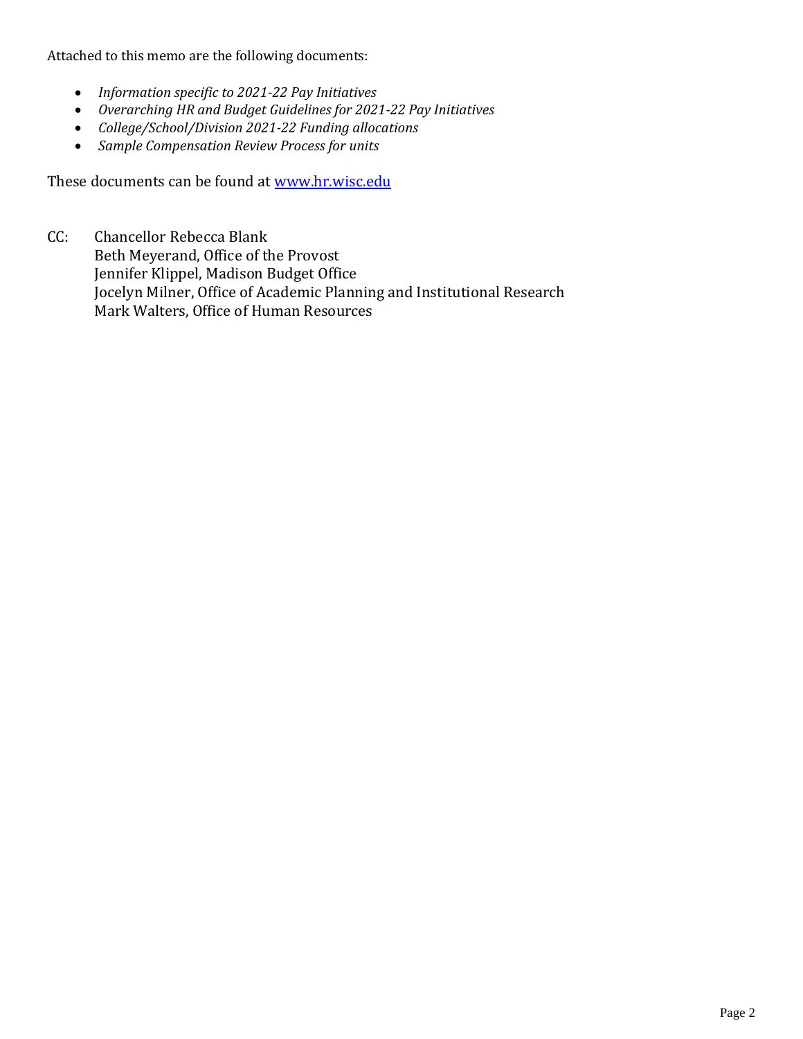Attached to this memo are the following documents:

- *Information specific to 2021-22 Pay Initiatives*
- *Overarching HR and Budget Guidelines for 2021-22 Pay Initiatives*
- *College/School/Division 2021-22 Funding allocations*
- *Sample Compensation Review Process for units*

These documents can be found at [www.hr.wisc.edu](http://www.hr.wisc.edu)

CC: Chancellor Rebecca Blank
Beth Meyerand, Office of the Provost
Jennifer Klippel, Madison Budget Office
Jocelyn Milner, Office of Academic Planning and Institutional Research
Mark Walters, Office of Human Resources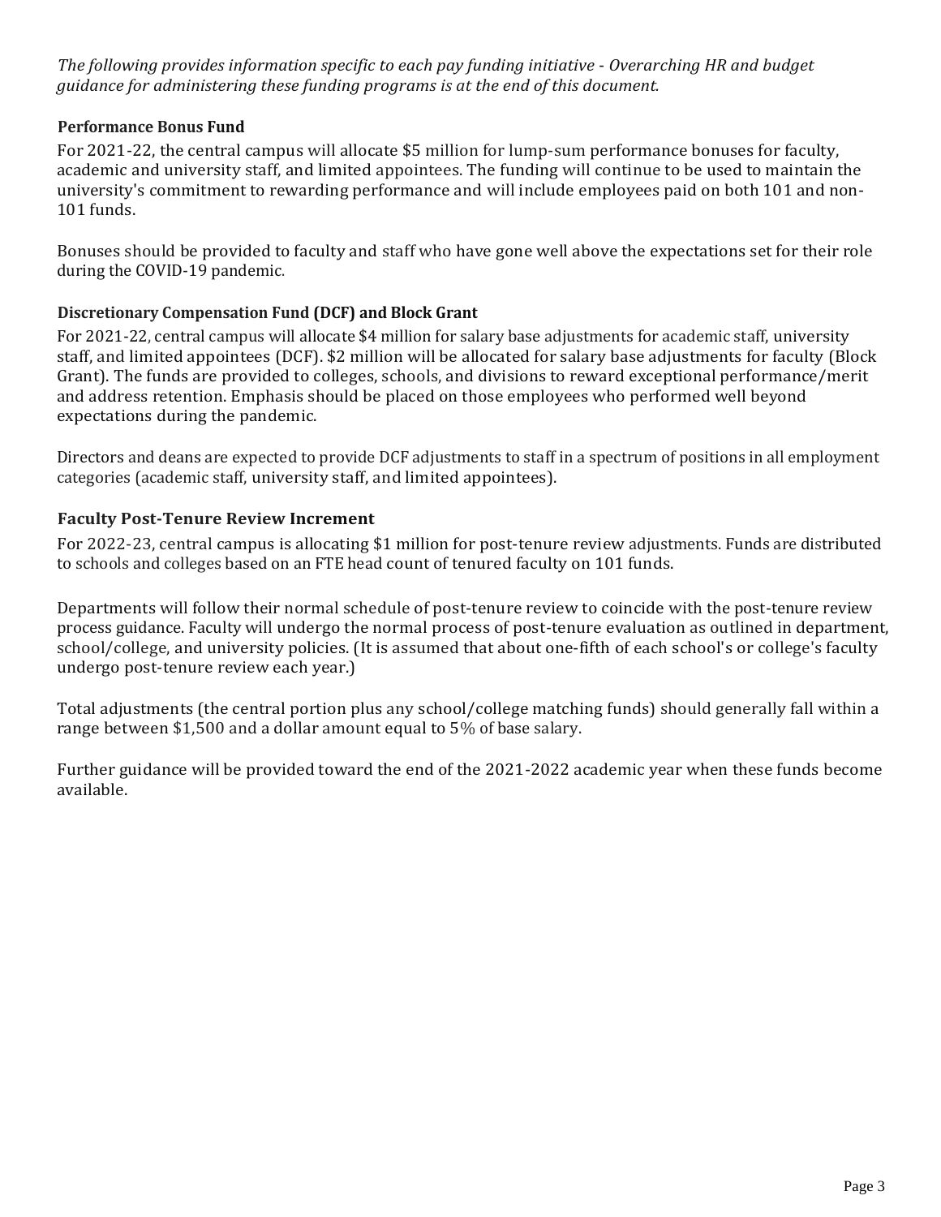*The following provides information specific to each pay funding initiative - Overarching HR and budget guidance for administering these funding programs is at the end of this document.*

## Performance Bonus Fund

For 2021-22, the central campus will allocate $5 million for lump-sum performance bonuses for faculty, academic and university staff, and limited appointees. The funding will continue to be used to maintain the university's commitment to rewarding performance and will include employees paid on both 101 and non-101 funds.

Bonuses should be provided to faculty and staff who have gone well above the expectations set for their role during the COVID-19 pandemic.

## Discretionary Compensation Fund (DCF) and Block Grant

For 2021-22, central campus will allocate $4 million for salary base adjustments for academic staff, university staff, and limited appointees (DCF). $2 million will be allocated for salary base adjustments for faculty (Block Grant). The funds are provided to colleges, schools, and divisions to reward exceptional performance/merit and address retention. Emphasis should be placed on those employees who performed well beyond expectations during the pandemic.

Directors and deans are expected to provide DCF adjustments to staff in a spectrum of positions in all employment categories (academic staff, university staff, and limited appointees).

## Faculty Post-Tenure Review Increment

For 2022-23, central campus is allocating $1 million for post-tenure review adjustments. Funds are distributed to schools and colleges based on an FTE head count of tenured faculty on 101 funds.

Departments will follow their normal schedule of post-tenure review to coincide with the post-tenure review process guidance. Faculty will undergo the normal process of post-tenure evaluation as outlined in department, school/college, and university policies. (It is assumed that about one-fifth of each school's or college's faculty undergo post-tenure review each year.)

Total adjustments (the central portion plus any school/college matching funds) should generally fall within a range between $1,500 and a dollar amount equal to 5% of base salary.

Further guidance will be provided toward the end of the 2021-2022 academic year when these funds become available.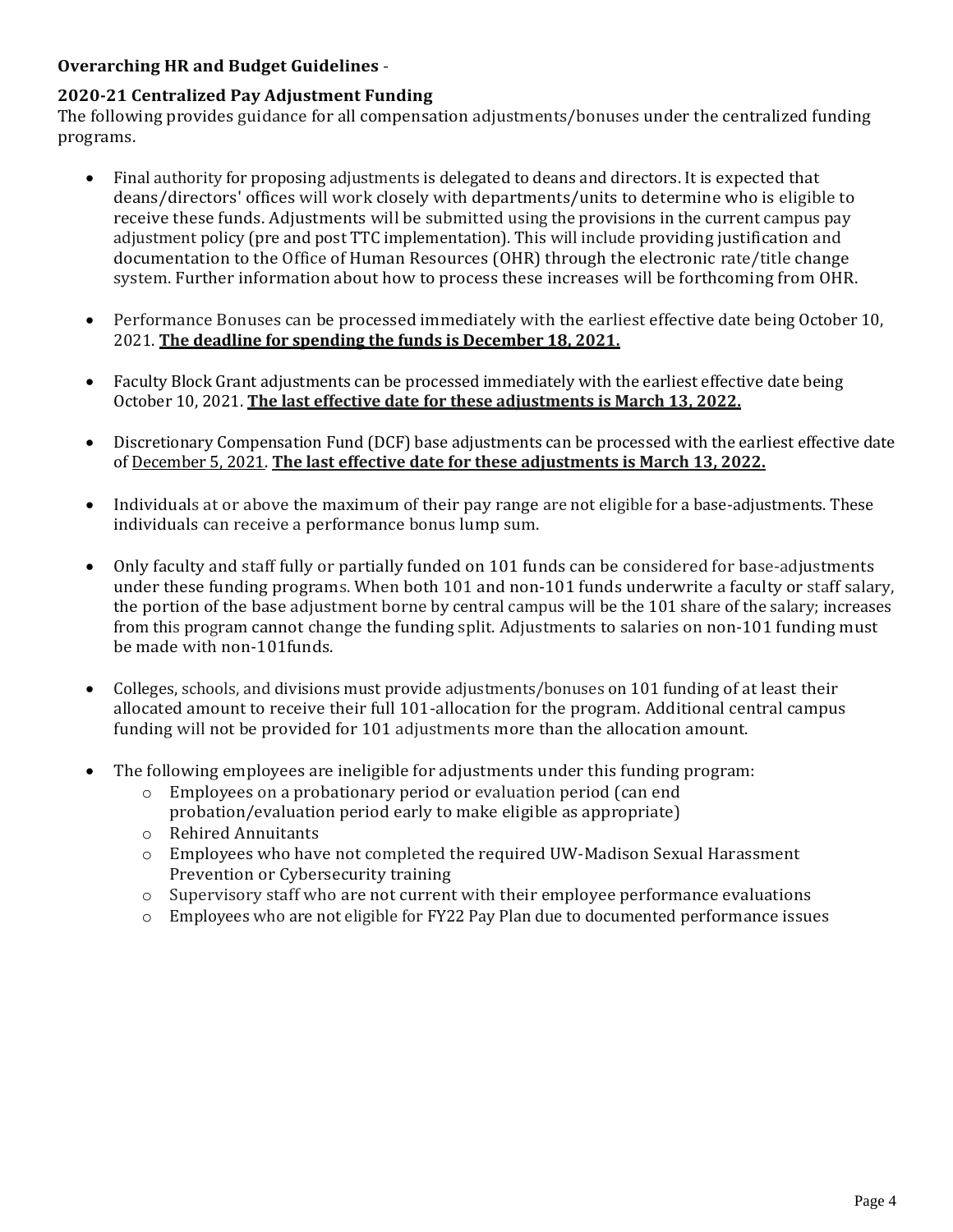**Overarching HR and Budget Guidelines** -

**2020-21 Centralized Pay Adjustment Funding**

The following provides guidance for all compensation adjustments/bonuses under the centralized funding programs.

- Final authority for proposing adjustments is delegated to deans and directors. It is expected that deans/directors' offices will work closely with departments/units to determine who is eligible to receive these funds. Adjustments will be submitted using the provisions in the current campus pay adjustment policy (pre and post TTC implementation). This will include providing justification and documentation to the Office of Human Resources (OHR) through the electronic rate/title change system. Further information about how to process these increases will be forthcoming from OHR.

- Performance Bonuses can be processed immediately with the earliest effective date being October 10, 2021. **<u>The deadline for spending the funds is December 18, 2021.</u>**

- Faculty Block Grant adjustments can be processed immediately with the earliest effective date being October 10, 2021. **<u>The last effective date for these adjustments is March 13, 2022.</u>**

- Discretionary Compensation Fund (DCF) base adjustments can be processed with the earliest effective date of <u>December 5, 2021</u>. **<u>The last effective date for these adjustments is March 13, 2022.</u>**

- Individuals at or above the maximum of their pay range are not eligible for a base-adjustments. These individuals can receive a performance bonus lump sum.

- Only faculty and staff fully or partially funded on 101 funds can be considered for base-adjustments under these funding programs. When both 101 and non-101 funds underwrite a faculty or staff salary, the portion of the base adjustment borne by central campus will be the 101 share of the salary; increases from this program cannot change the funding split. Adjustments to salaries on non-101 funding must be made with non-101funds.

- Colleges, schools, and divisions must provide adjustments/bonuses on 101 funding of at least their allocated amount to receive their full 101-allocation for the program. Additional central campus funding will not be provided for 101 adjustments more than the allocation amount.

- The following employees are ineligible for adjustments under this funding program:
  - Employees on a probationary period or evaluation period (can end probation/evaluation period early to make eligible as appropriate)
  - Rehired Annuitants
  - Employees who have not completed the required UW-Madison Sexual Harassment Prevention or Cybersecurity training
  - Supervisory staff who are not current with their employee performance evaluations
  - Employees who are not eligible for FY22 Pay Plan due to documented performance issues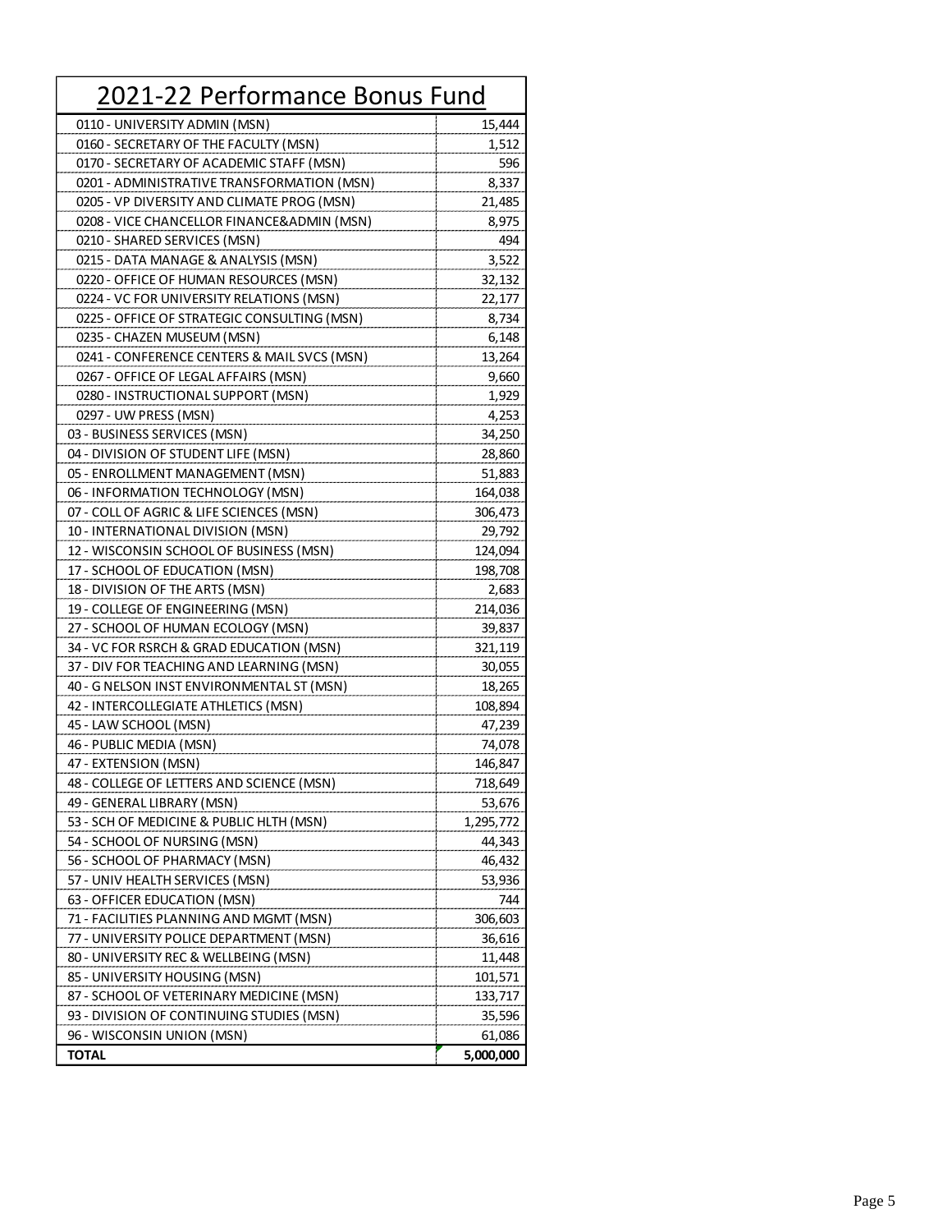# 2021-22 Performance Bonus Fund

| Department | Amount |
|---|---|
| 0110 - UNIVERSITY ADMIN (MSN) | 15,444 |
| 0160 - SECRETARY OF THE FACULTY (MSN) | 1,512 |
| 0170 - SECRETARY OF ACADEMIC STAFF (MSN) | 596 |
| 0201 - ADMINISTRATIVE TRANSFORMATION (MSN) | 8,337 |
| 0205 - VP DIVERSITY AND CLIMATE PROG (MSN) | 21,485 |
| 0208 - VICE CHANCELLOR FINANCE&ADMIN (MSN) | 8,975 |
| 0210 - SHARED SERVICES (MSN) | 494 |
| 0215 - DATA MANAGE & ANALYSIS (MSN) | 3,522 |
| 0220 - OFFICE OF HUMAN RESOURCES (MSN) | 32,132 |
| 0224 - VC FOR UNIVERSITY RELATIONS (MSN) | 22,177 |
| 0225 - OFFICE OF STRATEGIC CONSULTING (MSN) | 8,734 |
| 0235 - CHAZEN MUSEUM (MSN) | 6,148 |
| 0241 - CONFERENCE CENTERS & MAIL SVCS (MSN) | 13,264 |
| 0267 - OFFICE OF LEGAL AFFAIRS (MSN) | 9,660 |
| 0280 - INSTRUCTIONAL SUPPORT (MSN) | 1,929 |
| 0297 - UW PRESS (MSN) | 4,253 |
| 03 - BUSINESS SERVICES (MSN) | 34,250 |
| 04 - DIVISION OF STUDENT LIFE (MSN) | 28,860 |
| 05 - ENROLLMENT MANAGEMENT (MSN) | 51,883 |
| 06 - INFORMATION TECHNOLOGY (MSN) | 164,038 |
| 07 - COLL OF AGRIC & LIFE SCIENCES (MSN) | 306,473 |
| 10 - INTERNATIONAL DIVISION (MSN) | 29,792 |
| 12 - WISCONSIN SCHOOL OF BUSINESS (MSN) | 124,094 |
| 17 - SCHOOL OF EDUCATION (MSN) | 198,708 |
| 18 - DIVISION OF THE ARTS (MSN) | 2,683 |
| 19 - COLLEGE OF ENGINEERING (MSN) | 214,036 |
| 27 - SCHOOL OF HUMAN ECOLOGY (MSN) | 39,837 |
| 34 - VC FOR RSRCH & GRAD EDUCATION (MSN) | 321,119 |
| 37 - DIV FOR TEACHING AND LEARNING (MSN) | 30,055 |
| 40 - G NELSON INST ENVIRONMENTAL ST (MSN) | 18,265 |
| 42 - INTERCOLLEGIATE ATHLETICS (MSN) | 108,894 |
| 45 - LAW SCHOOL (MSN) | 47,239 |
| 46 - PUBLIC MEDIA (MSN) | 74,078 |
| 47 - EXTENSION (MSN) | 146,847 |
| 48 - COLLEGE OF LETTERS AND SCIENCE (MSN) | 718,649 |
| 49 - GENERAL LIBRARY (MSN) | 53,676 |
| 53 - SCH OF MEDICINE & PUBLIC HLTH (MSN) | 1,295,772 |
| 54 - SCHOOL OF NURSING (MSN) | 44,343 |
| 56 - SCHOOL OF PHARMACY (MSN) | 46,432 |
| 57 - UNIV HEALTH SERVICES (MSN) | 53,936 |
| 63 - OFFICER EDUCATION (MSN) | 744 |
| 71 - FACILITIES PLANNING AND MGMT (MSN) | 306,603 |
| 77 - UNIVERSITY POLICE DEPARTMENT (MSN) | 36,616 |
| 80 - UNIVERSITY REC & WELLBEING (MSN) | 11,448 |
| 85 - UNIVERSITY HOUSING (MSN) | 101,571 |
| 87 - SCHOOL OF VETERINARY MEDICINE (MSN) | 133,717 |
| 93 - DIVISION OF CONTINUING STUDIES (MSN) | 35,596 |
| 96 - WISCONSIN UNION (MSN) | 61,086 |
| **TOTAL** | **5,000,000** |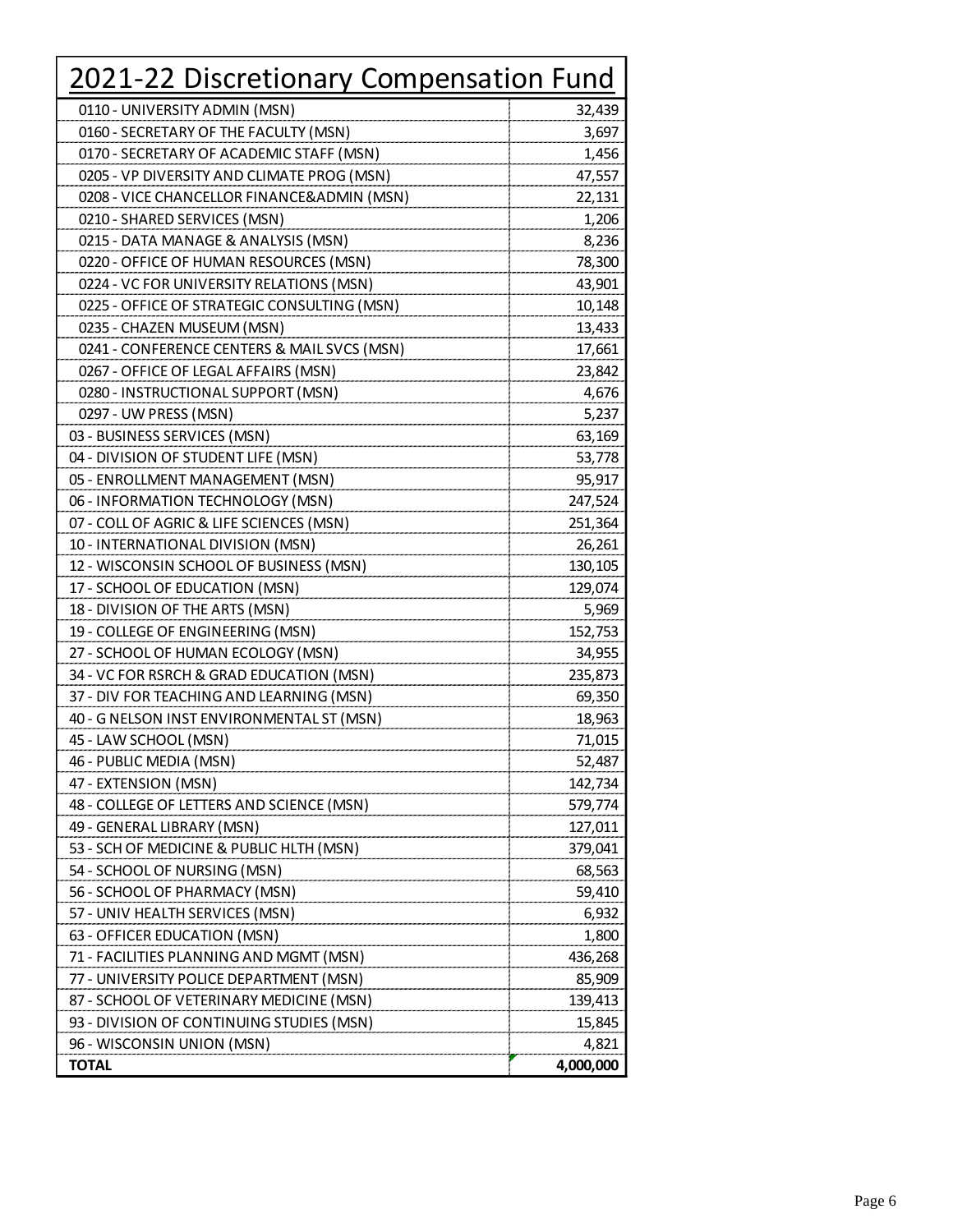# 2021-22 Discretionary Compensation Fund

| Department | Amount |
|---|---|
| 0110 - UNIVERSITY ADMIN (MSN) | 32,439 |
| 0160 - SECRETARY OF THE FACULTY (MSN) | 3,697 |
| 0170 - SECRETARY OF ACADEMIC STAFF (MSN) | 1,456 |
| 0205 - VP DIVERSITY AND CLIMATE PROG (MSN) | 47,557 |
| 0208 - VICE CHANCELLOR FINANCE&ADMIN (MSN) | 22,131 |
| 0210 - SHARED SERVICES (MSN) | 1,206 |
| 0215 - DATA MANAGE & ANALYSIS (MSN) | 8,236 |
| 0220 - OFFICE OF HUMAN RESOURCES (MSN) | 78,300 |
| 0224 - VC FOR UNIVERSITY RELATIONS (MSN) | 43,901 |
| 0225 - OFFICE OF STRATEGIC CONSULTING (MSN) | 10,148 |
| 0235 - CHAZEN MUSEUM (MSN) | 13,433 |
| 0241 - CONFERENCE CENTERS & MAIL SVCS (MSN) | 17,661 |
| 0267 - OFFICE OF LEGAL AFFAIRS (MSN) | 23,842 |
| 0280 - INSTRUCTIONAL SUPPORT (MSN) | 4,676 |
| 0297 - UW PRESS (MSN) | 5,237 |
| 03 - BUSINESS SERVICES (MSN) | 63,169 |
| 04 - DIVISION OF STUDENT LIFE (MSN) | 53,778 |
| 05 - ENROLLMENT MANAGEMENT (MSN) | 95,917 |
| 06 - INFORMATION TECHNOLOGY (MSN) | 247,524 |
| 07 - COLL OF AGRIC & LIFE SCIENCES (MSN) | 251,364 |
| 10 - INTERNATIONAL DIVISION (MSN) | 26,261 |
| 12 - WISCONSIN SCHOOL OF BUSINESS (MSN) | 130,105 |
| 17 - SCHOOL OF EDUCATION (MSN) | 129,074 |
| 18 - DIVISION OF THE ARTS (MSN) | 5,969 |
| 19 - COLLEGE OF ENGINEERING (MSN) | 152,753 |
| 27 - SCHOOL OF HUMAN ECOLOGY (MSN) | 34,955 |
| 34 - VC FOR RSRCH & GRAD EDUCATION (MSN) | 235,873 |
| 37 - DIV FOR TEACHING AND LEARNING (MSN) | 69,350 |
| 40 - G NELSON INST ENVIRONMENTAL ST (MSN) | 18,963 |
| 45 - LAW SCHOOL (MSN) | 71,015 |
| 46 - PUBLIC MEDIA (MSN) | 52,487 |
| 47 - EXTENSION (MSN) | 142,734 |
| 48 - COLLEGE OF LETTERS AND SCIENCE (MSN) | 579,774 |
| 49 - GENERAL LIBRARY (MSN) | 127,011 |
| 53 - SCH OF MEDICINE & PUBLIC HLTH (MSN) | 379,041 |
| 54 - SCHOOL OF NURSING (MSN) | 68,563 |
| 56 - SCHOOL OF PHARMACY (MSN) | 59,410 |
| 57 - UNIV HEALTH SERVICES (MSN) | 6,932 |
| 63 - OFFICER EDUCATION (MSN) | 1,800 |
| 71 - FACILITIES PLANNING AND MGMT (MSN) | 436,268 |
| 77 - UNIVERSITY POLICE DEPARTMENT (MSN) | 85,909 |
| 87 - SCHOOL OF VETERINARY MEDICINE (MSN) | 139,413 |
| 93 - DIVISION OF CONTINUING STUDIES (MSN) | 15,845 |
| 96 - WISCONSIN UNION (MSN) | 4,821 |
| **TOTAL** | **4,000,000** |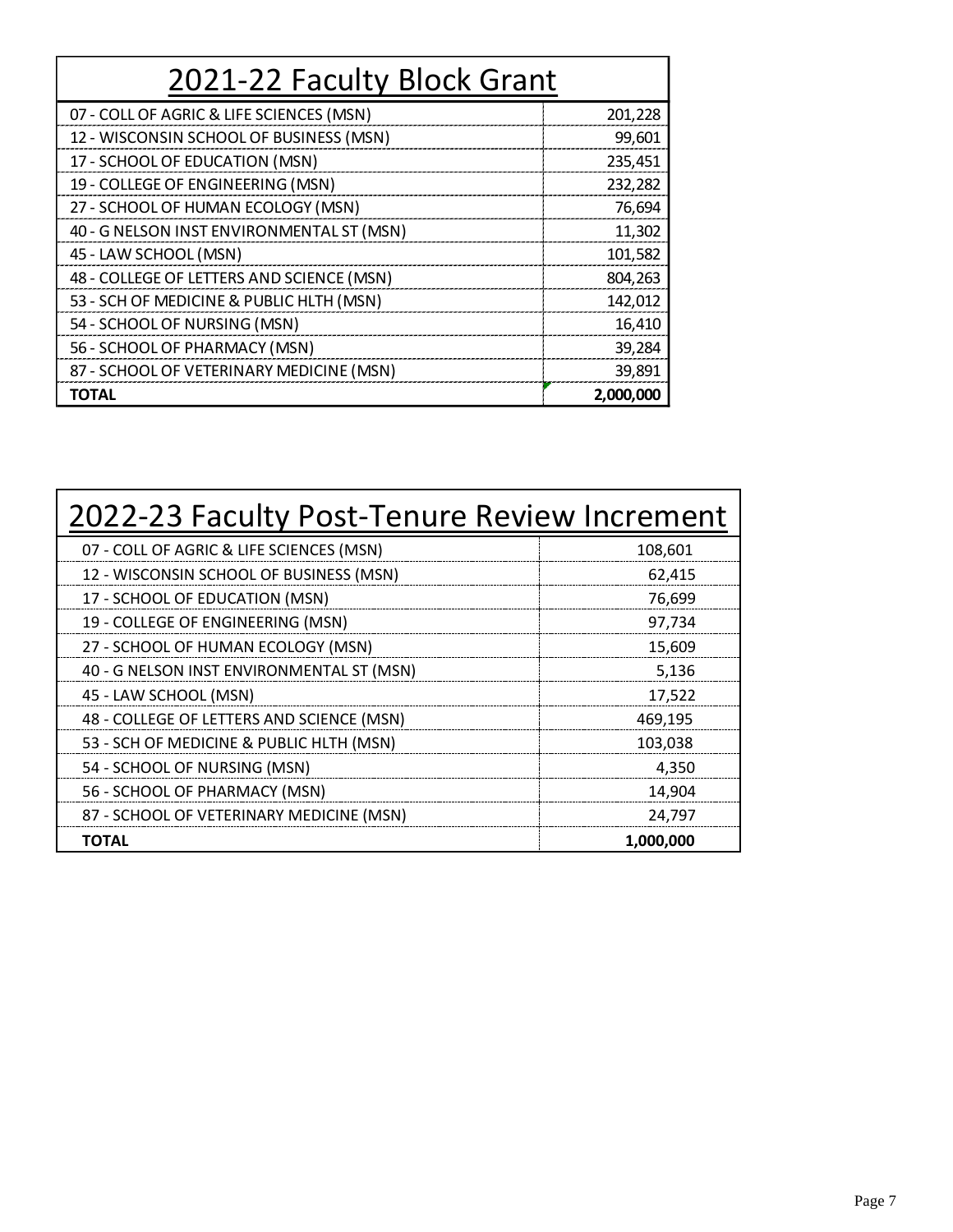## 2021-22 Faculty Block Grant

| Unit | Amount |
| --- | --- |
| 07 - COLL OF AGRIC & LIFE SCIENCES (MSN) | 201,228 |
| 12 - WISCONSIN SCHOOL OF BUSINESS (MSN) | 99,601 |
| 17 - SCHOOL OF EDUCATION (MSN) | 235,451 |
| 19 - COLLEGE OF ENGINEERING (MSN) | 232,282 |
| 27 - SCHOOL OF HUMAN ECOLOGY (MSN) | 76,694 |
| 40 - G NELSON INST ENVIRONMENTAL ST (MSN) | 11,302 |
| 45 - LAW SCHOOL (MSN) | 101,582 |
| 48 - COLLEGE OF LETTERS AND SCIENCE (MSN) | 804,263 |
| 53 - SCH OF MEDICINE & PUBLIC HLTH (MSN) | 142,012 |
| 54 - SCHOOL OF NURSING (MSN) | 16,410 |
| 56 - SCHOOL OF PHARMACY (MSN) | 39,284 |
| 87 - SCHOOL OF VETERINARY MEDICINE (MSN) | 39,891 |
| **TOTAL** | **2,000,000** |

## 2022-23 Faculty Post-Tenure Review Increment

| Unit | Amount |
| --- | --- |
| 07 - COLL OF AGRIC & LIFE SCIENCES (MSN) | 108,601 |
| 12 - WISCONSIN SCHOOL OF BUSINESS (MSN) | 62,415 |
| 17 - SCHOOL OF EDUCATION (MSN) | 76,699 |
| 19 - COLLEGE OF ENGINEERING (MSN) | 97,734 |
| 27 - SCHOOL OF HUMAN ECOLOGY (MSN) | 15,609 |
| 40 - G NELSON INST ENVIRONMENTAL ST (MSN) | 5,136 |
| 45 - LAW SCHOOL (MSN) | 17,522 |
| 48 - COLLEGE OF LETTERS AND SCIENCE (MSN) | 469,195 |
| 53 - SCH OF MEDICINE & PUBLIC HLTH (MSN) | 103,038 |
| 54 - SCHOOL OF NURSING (MSN) | 4,350 |
| 56 - SCHOOL OF PHARMACY (MSN) | 14,904 |
| 87 - SCHOOL OF VETERINARY MEDICINE (MSN) | 24,797 |
| **TOTAL** | **1,000,000** |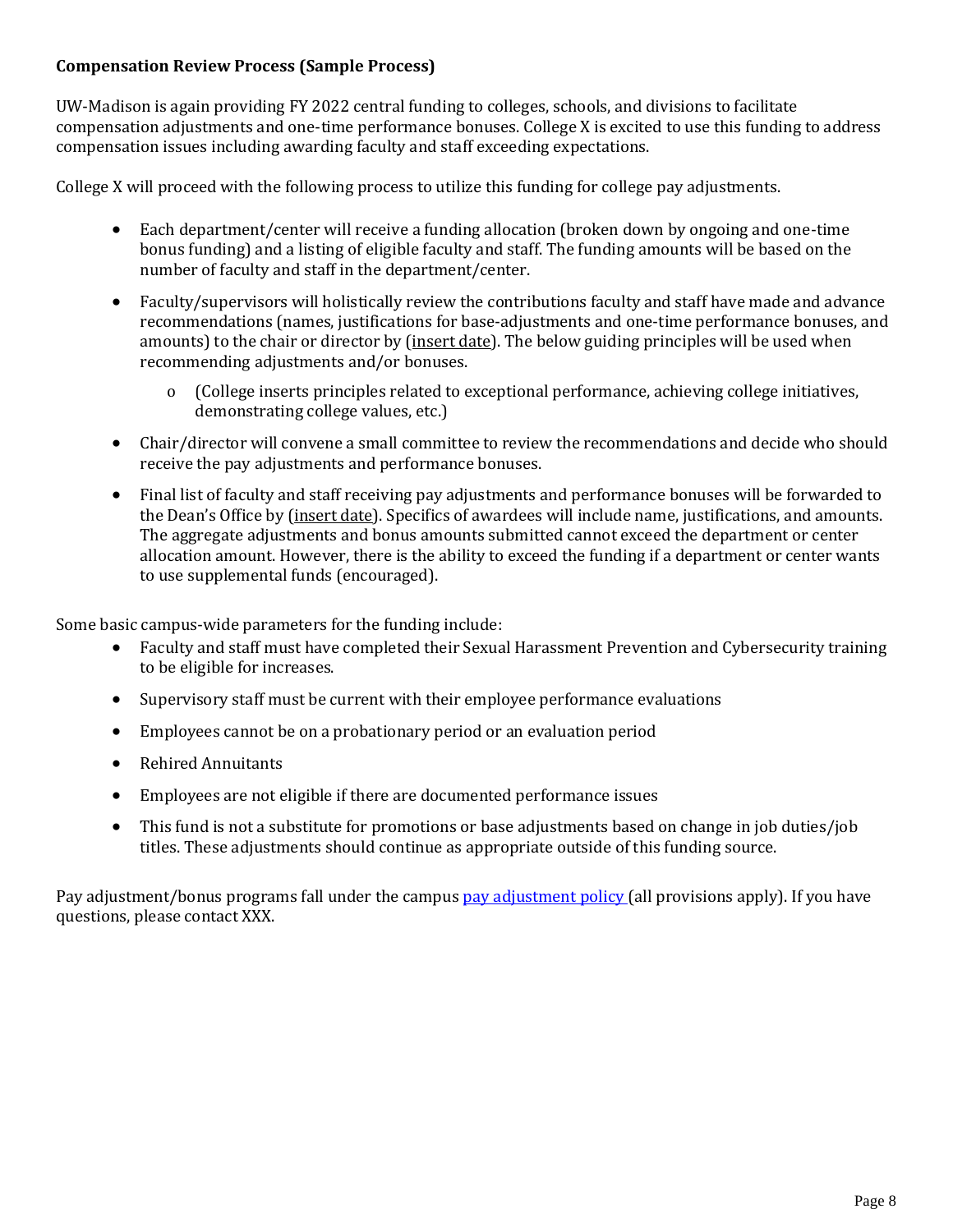**Compensation Review Process (Sample Process)**

UW-Madison is again providing FY 2022 central funding to colleges, schools, and divisions to facilitate compensation adjustments and one-time performance bonuses. College X is excited to use this funding to address compensation issues including awarding faculty and staff exceeding expectations.

College X will proceed with the following process to utilize this funding for college pay adjustments.

- Each department/center will receive a funding allocation (broken down by ongoing and one-time bonus funding) and a listing of eligible faculty and staff. The funding amounts will be based on the number of faculty and staff in the department/center.
- Faculty/supervisors will holistically review the contributions faculty and staff have made and advance recommendations (names, justifications for base-adjustments and one-time performance bonuses, and amounts) to the chair or director by (insert date). The below guiding principles will be used when recommending adjustments and/or bonuses.
  - (College inserts principles related to exceptional performance, achieving college initiatives, demonstrating college values, etc.)
- Chair/director will convene a small committee to review the recommendations and decide who should receive the pay adjustments and performance bonuses.
- Final list of faculty and staff receiving pay adjustments and performance bonuses will be forwarded to the Dean's Office by (insert date). Specifics of awardees will include name, justifications, and amounts. The aggregate adjustments and bonus amounts submitted cannot exceed the department or center allocation amount. However, there is the ability to exceed the funding if a department or center wants to use supplemental funds (encouraged).

Some basic campus-wide parameters for the funding include:

- Faculty and staff must have completed their Sexual Harassment Prevention and Cybersecurity training to be eligible for increases.
- Supervisory staff must be current with their employee performance evaluations
- Employees cannot be on a probationary period or an evaluation period
- Rehired Annuitants
- Employees are not eligible if there are documented performance issues
- This fund is not a substitute for promotions or base adjustments based on change in job duties/job titles. These adjustments should continue as appropriate outside of this funding source.

Pay adjustment/bonus programs fall under the campus pay adjustment policy (all provisions apply). If you have questions, please contact XXX.